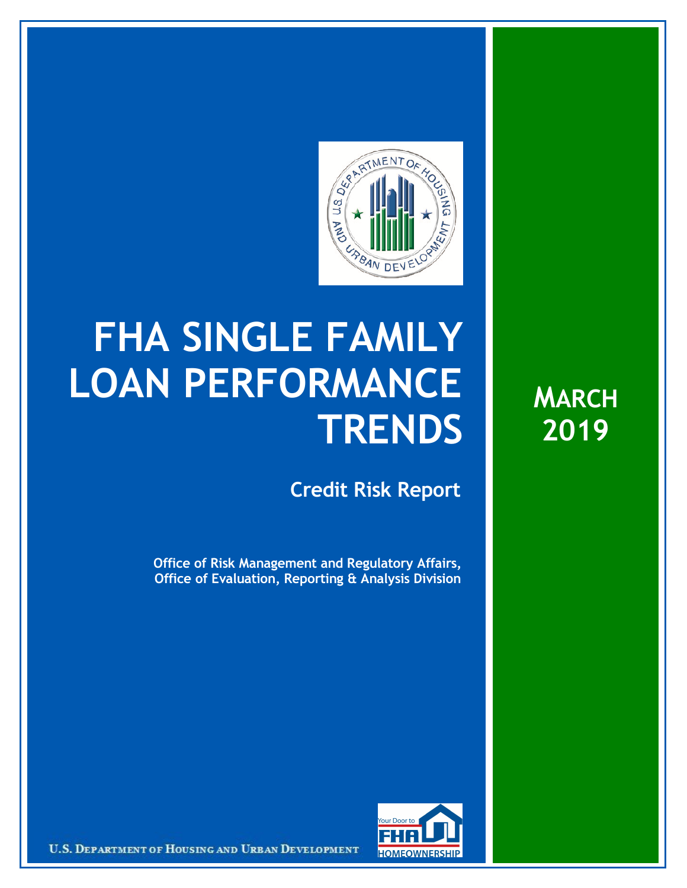# FHA SINGLE FAMILY LOAN PERFORMANCE TRENDS

## Credit Risk Report

**Office of Risk Management and Regulatory Affairs, Office of Evaluation, Reporting & Analysis Division**

**MARCH 2019**

U.S. DEPARTMENT OF HOUSING AND URBAN DEVELOPMENT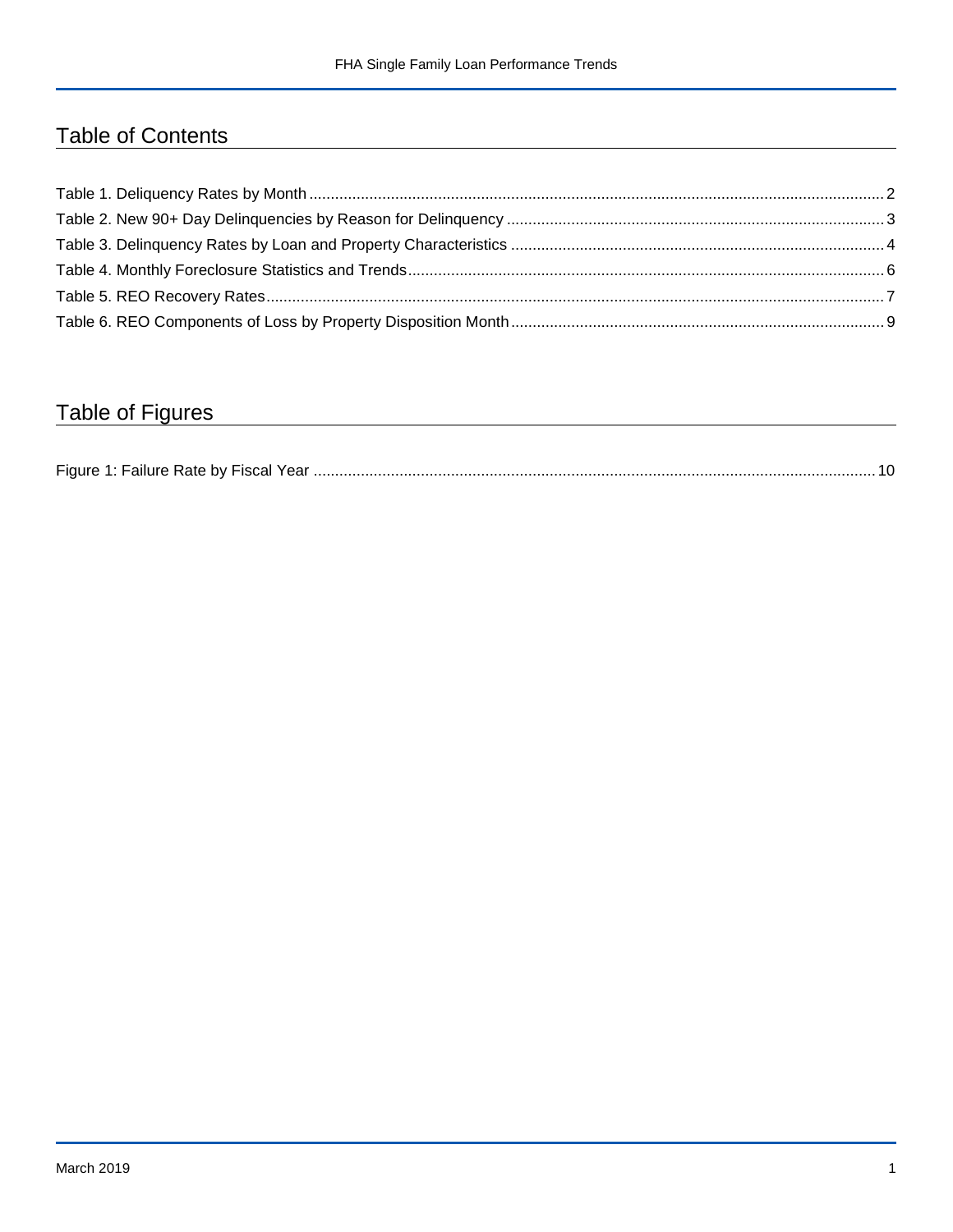## Table of Contents

Table 1. Deliquency Rates by Month ..... 2

Table 2. New 90+ Day Delinquencies by Reason for Delinquency ..... 3

Table 3. Delinquency Rates by Loan and Property Characteristics ..... 4

Table 4. Monthly Foreclosure Statistics and Trends ..... 6

Table 5. REO Recovery Rates ..... 7

Table 6. REO Components of Loss by Property Disposition Month ..... 9

## Table of Figures

Figure 1: Failure Rate by Fiscal Year ..... 10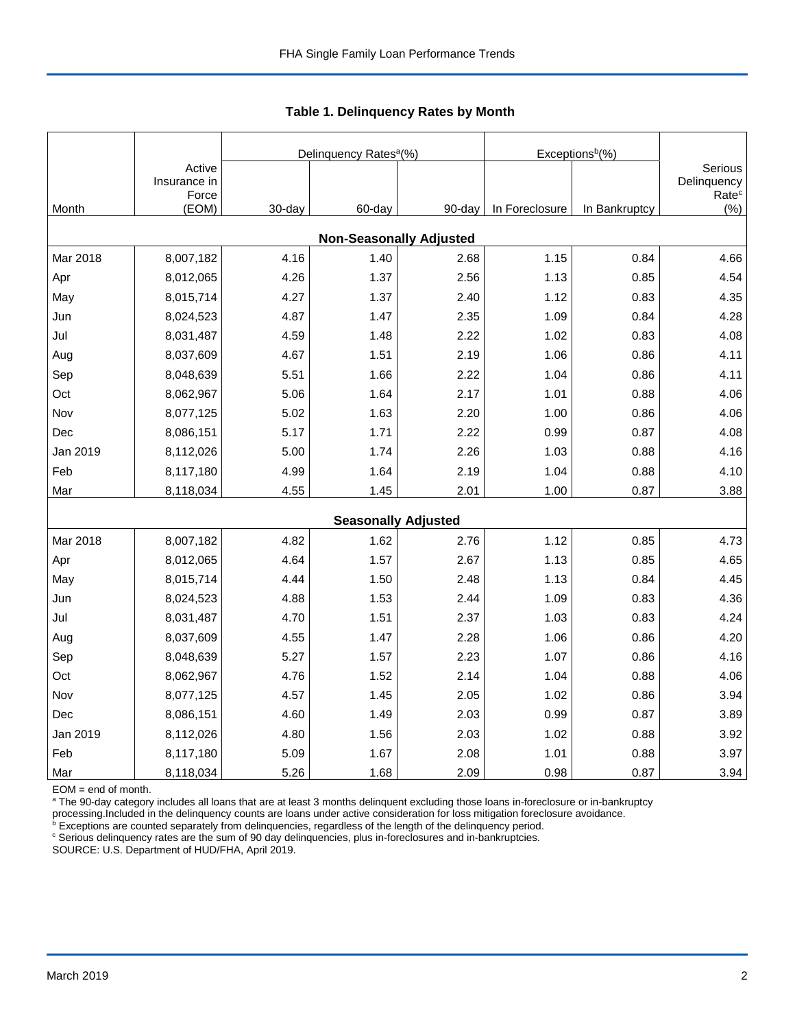**Table 1. Delinquency Rates by Month**

| Month | Active Insurance in Force (EOM) | Delinquency Rates[a](%) | | | Exceptions[b](%) | | Serious Delinquency Rate[c] (%) |
|---|---|---|---|---|---|---|---|
| | | 30-day | 60-day | 90-day | In Foreclosure | In Bankruptcy | |
| **Non-Seasonally Adjusted** | | | | | | | |
| Mar 2018 | 8,007,182 | 4.16 | 1.40 | 2.68 | 1.15 | 0.84 | 4.66 |
| Apr | 8,012,065 | 4.26 | 1.37 | 2.56 | 1.13 | 0.85 | 4.54 |
| May | 8,015,714 | 4.27 | 1.37 | 2.40 | 1.12 | 0.83 | 4.35 |
| Jun | 8,024,523 | 4.87 | 1.47 | 2.35 | 1.09 | 0.84 | 4.28 |
| Jul | 8,031,487 | 4.59 | 1.48 | 2.22 | 1.02 | 0.83 | 4.08 |
| Aug | 8,037,609 | 4.67 | 1.51 | 2.19 | 1.06 | 0.86 | 4.11 |
| Sep | 8,048,639 | 5.51 | 1.66 | 2.22 | 1.04 | 0.86 | 4.11 |
| Oct | 8,062,967 | 5.06 | 1.64 | 2.17 | 1.01 | 0.88 | 4.06 |
| Nov | 8,077,125 | 5.02 | 1.63 | 2.20 | 1.00 | 0.86 | 4.06 |
| Dec | 8,086,151 | 5.17 | 1.71 | 2.22 | 0.99 | 0.87 | 4.08 |
| Jan 2019 | 8,112,026 | 5.00 | 1.74 | 2.26 | 1.03 | 0.88 | 4.16 |
| Feb | 8,117,180 | 4.99 | 1.64 | 2.19 | 1.04 | 0.88 | 4.10 |
| Mar | 8,118,034 | 4.55 | 1.45 | 2.01 | 1.00 | 0.87 | 3.88 |
| **Seasonally Adjusted** | | | | | | | |
| Mar 2018 | 8,007,182 | 4.82 | 1.62 | 2.76 | 1.12 | 0.85 | 4.73 |
| Apr | 8,012,065 | 4.64 | 1.57 | 2.67 | 1.13 | 0.85 | 4.65 |
| May | 8,015,714 | 4.44 | 1.50 | 2.48 | 1.13 | 0.84 | 4.45 |
| Jun | 8,024,523 | 4.88 | 1.53 | 2.44 | 1.09 | 0.83 | 4.36 |
| Jul | 8,031,487 | 4.70 | 1.51 | 2.37 | 1.03 | 0.83 | 4.24 |
| Aug | 8,037,609 | 4.55 | 1.47 | 2.28 | 1.06 | 0.86 | 4.20 |
| Sep | 8,048,639 | 5.27 | 1.57 | 2.23 | 1.07 | 0.86 | 4.16 |
| Oct | 8,062,967 | 4.76 | 1.52 | 2.14 | 1.04 | 0.88 | 4.06 |
| Nov | 8,077,125 | 4.57 | 1.45 | 2.05 | 1.02 | 0.86 | 3.94 |
| Dec | 8,086,151 | 4.60 | 1.49 | 2.03 | 0.99 | 0.87 | 3.89 |
| Jan 2019 | 8,112,026 | 4.80 | 1.56 | 2.03 | 1.02 | 0.88 | 3.92 |
| Feb | 8,117,180 | 5.09 | 1.67 | 2.08 | 1.01 | 0.88 | 3.97 |
| Mar | 8,118,034 | 5.26 | 1.68 | 2.09 | 0.98 | 0.87 | 3.94 |

EOM = end of month.

[a] The 90-day category includes all loans that are at least 3 months delinquent excluding those loans in-foreclosure or in-bankruptcy processing.Included in the delinquency counts are loans under active consideration for loss mitigation foreclosure avoidance.

[b] Exceptions are counted separately from delinquencies, regardless of the length of the delinquency period.

[c] Serious delinquency rates are the sum of 90 day delinquencies, plus in-foreclosures and in-bankruptcies.

SOURCE: U.S. Department of HUD/FHA, April 2019.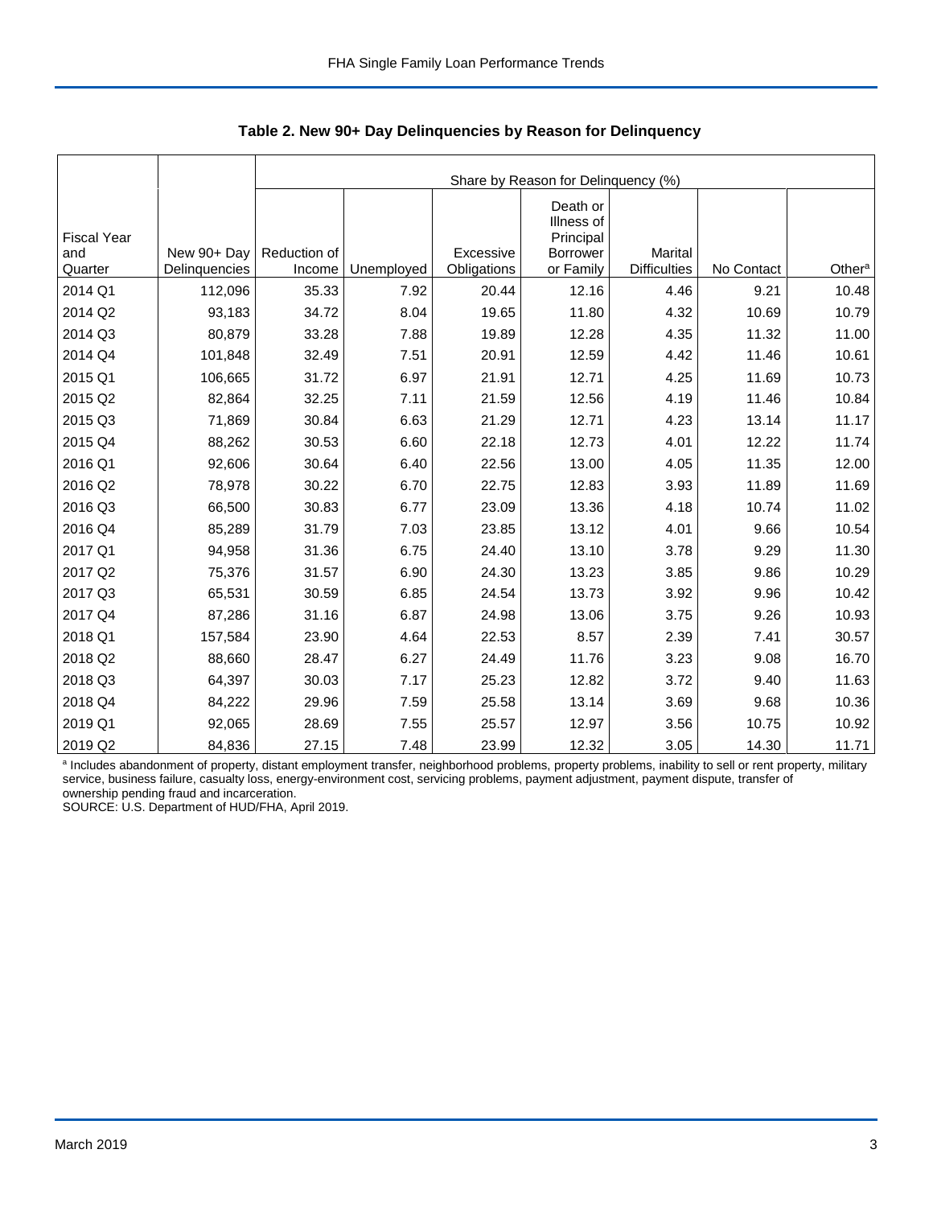**Table 2. New 90+ Day Delinquencies by Reason for Delinquency**

| Fiscal Year and Quarter | New 90+ Day Delinquencies | Share by Reason for Delinquency (%) | | | | | | |
|---|---|---|---|---|---|---|---|---|
| | | Reduction of Income | Unemployed | Excessive Obligations | Death or Illness of Principal Borrower or Family | Marital Difficulties | No Contact | Other[a] |
| 2014 Q1 | 112,096 | 35.33 | 7.92 | 20.44 | 12.16 | 4.46 | 9.21 | 10.48 |
| 2014 Q2 | 93,183 | 34.72 | 8.04 | 19.65 | 11.80 | 4.32 | 10.69 | 10.79 |
| 2014 Q3 | 80,879 | 33.28 | 7.88 | 19.89 | 12.28 | 4.35 | 11.32 | 11.00 |
| 2014 Q4 | 101,848 | 32.49 | 7.51 | 20.91 | 12.59 | 4.42 | 11.46 | 10.61 |
| 2015 Q1 | 106,665 | 31.72 | 6.97 | 21.91 | 12.71 | 4.25 | 11.69 | 10.73 |
| 2015 Q2 | 82,864 | 32.25 | 7.11 | 21.59 | 12.56 | 4.19 | 11.46 | 10.84 |
| 2015 Q3 | 71,869 | 30.84 | 6.63 | 21.29 | 12.71 | 4.23 | 13.14 | 11.17 |
| 2015 Q4 | 88,262 | 30.53 | 6.60 | 22.18 | 12.73 | 4.01 | 12.22 | 11.74 |
| 2016 Q1 | 92,606 | 30.64 | 6.40 | 22.56 | 13.00 | 4.05 | 11.35 | 12.00 |
| 2016 Q2 | 78,978 | 30.22 | 6.70 | 22.75 | 12.83 | 3.93 | 11.89 | 11.69 |
| 2016 Q3 | 66,500 | 30.83 | 6.77 | 23.09 | 13.36 | 4.18 | 10.74 | 11.02 |
| 2016 Q4 | 85,289 | 31.79 | 7.03 | 23.85 | 13.12 | 4.01 | 9.66 | 10.54 |
| 2017 Q1 | 94,958 | 31.36 | 6.75 | 24.40 | 13.10 | 3.78 | 9.29 | 11.30 |
| 2017 Q2 | 75,376 | 31.57 | 6.90 | 24.30 | 13.23 | 3.85 | 9.86 | 10.29 |
| 2017 Q3 | 65,531 | 30.59 | 6.85 | 24.54 | 13.73 | 3.92 | 9.96 | 10.42 |
| 2017 Q4 | 87,286 | 31.16 | 6.87 | 24.98 | 13.06 | 3.75 | 9.26 | 10.93 |
| 2018 Q1 | 157,584 | 23.90 | 4.64 | 22.53 | 8.57 | 2.39 | 7.41 | 30.57 |
| 2018 Q2 | 88,660 | 28.47 | 6.27 | 24.49 | 11.76 | 3.23 | 9.08 | 16.70 |
| 2018 Q3 | 64,397 | 30.03 | 7.17 | 25.23 | 12.82 | 3.72 | 9.40 | 11.63 |
| 2018 Q4 | 84,222 | 29.96 | 7.59 | 25.58 | 13.14 | 3.69 | 9.68 | 10.36 |
| 2019 Q1 | 92,065 | 28.69 | 7.55 | 25.57 | 12.97 | 3.56 | 10.75 | 10.92 |
| 2019 Q2 | 84,836 | 27.15 | 7.48 | 23.99 | 12.32 | 3.05 | 14.30 | 11.71 |

[a] Includes abandonment of property, distant employment transfer, neighborhood problems, property problems, inability to sell or rent property, military service, business failure, casualty loss, energy-environment cost, servicing problems, payment adjustment, payment dispute, transfer of ownership pending fraud and incarceration.

SOURCE: U.S. Department of HUD/FHA, April 2019.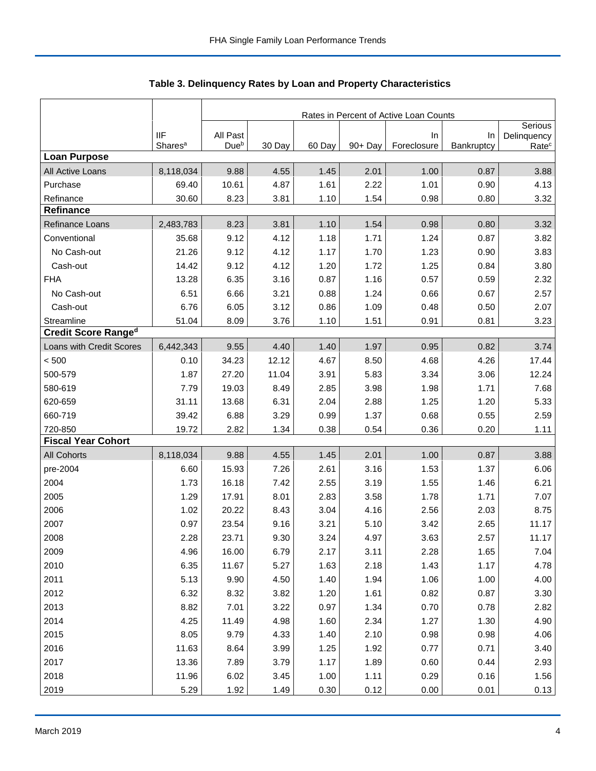## Table 3. Delinquency Rates by Loan and Property Characteristics

| | IIF Shares[a] | Rates in Percent of Active Loan Counts | | | | | | |
|---|---|---|---|---|---|---|---|---|
| | | All Past Due[b] | 30 Day | 60 Day | 90+ Day | In Foreclosure | In Bankruptcy | Serious Delinquency Rate[c] |
| **Loan Purpose** | | | | | | | | |
| All Active Loans | 8,118,034 | 9.88 | 4.55 | 1.45 | 2.01 | 1.00 | 0.87 | 3.88 |
| Purchase | 69.40 | 10.61 | 4.87 | 1.61 | 2.22 | 1.01 | 0.90 | 4.13 |
| Refinance | 30.60 | 8.23 | 3.81 | 1.10 | 1.54 | 0.98 | 0.80 | 3.32 |
| **Refinance** | | | | | | | | |
| Refinance Loans | 2,483,783 | 8.23 | 3.81 | 1.10 | 1.54 | 0.98 | 0.80 | 3.32 |
| Conventional | 35.68 | 9.12 | 4.12 | 1.18 | 1.71 | 1.24 | 0.87 | 3.82 |
| No Cash-out | 21.26 | 9.12 | 4.12 | 1.17 | 1.70 | 1.23 | 0.90 | 3.83 |
| Cash-out | 14.42 | 9.12 | 4.12 | 1.20 | 1.72 | 1.25 | 0.84 | 3.80 |
| FHA | 13.28 | 6.35 | 3.16 | 0.87 | 1.16 | 0.57 | 0.59 | 2.32 |
| No Cash-out | 6.51 | 6.66 | 3.21 | 0.88 | 1.24 | 0.66 | 0.67 | 2.57 |
| Cash-out | 6.76 | 6.05 | 3.12 | 0.86 | 1.09 | 0.48 | 0.50 | 2.07 |
| Streamline | 51.04 | 8.09 | 3.76 | 1.10 | 1.51 | 0.91 | 0.81 | 3.23 |
| **Credit Score Range[d]** | | | | | | | | |
| Loans with Credit Scores | 6,442,343 | 9.55 | 4.40 | 1.40 | 1.97 | 0.95 | 0.82 | 3.74 |
| < 500 | 0.10 | 34.23 | 12.12 | 4.67 | 8.50 | 4.68 | 4.26 | 17.44 |
| 500-579 | 1.87 | 27.20 | 11.04 | 3.91 | 5.83 | 3.34 | 3.06 | 12.24 |
| 580-619 | 7.79 | 19.03 | 8.49 | 2.85 | 3.98 | 1.98 | 1.71 | 7.68 |
| 620-659 | 31.11 | 13.68 | 6.31 | 2.04 | 2.88 | 1.25 | 1.20 | 5.33 |
| 660-719 | 39.42 | 6.88 | 3.29 | 0.99 | 1.37 | 0.68 | 0.55 | 2.59 |
| 720-850 | 19.72 | 2.82 | 1.34 | 0.38 | 0.54 | 0.36 | 0.20 | 1.11 |
| **Fiscal Year Cohort** | | | | | | | | |
| All Cohorts | 8,118,034 | 9.88 | 4.55 | 1.45 | 2.01 | 1.00 | 0.87 | 3.88 |
| pre-2004 | 6.60 | 15.93 | 7.26 | 2.61 | 3.16 | 1.53 | 1.37 | 6.06 |
| 2004 | 1.73 | 16.18 | 7.42 | 2.55 | 3.19 | 1.55 | 1.46 | 6.21 |
| 2005 | 1.29 | 17.91 | 8.01 | 2.83 | 3.58 | 1.78 | 1.71 | 7.07 |
| 2006 | 1.02 | 20.22 | 8.43 | 3.04 | 4.16 | 2.56 | 2.03 | 8.75 |
| 2007 | 0.97 | 23.54 | 9.16 | 3.21 | 5.10 | 3.42 | 2.65 | 11.17 |
| 2008 | 2.28 | 23.71 | 9.30 | 3.24 | 4.97 | 3.63 | 2.57 | 11.17 |
| 2009 | 4.96 | 16.00 | 6.79 | 2.17 | 3.11 | 2.28 | 1.65 | 7.04 |
| 2010 | 6.35 | 11.67 | 5.27 | 1.63 | 2.18 | 1.43 | 1.17 | 4.78 |
| 2011 | 5.13 | 9.90 | 4.50 | 1.40 | 1.94 | 1.06 | 1.00 | 4.00 |
| 2012 | 6.32 | 8.32 | 3.82 | 1.20 | 1.61 | 0.82 | 0.87 | 3.30 |
| 2013 | 8.82 | 7.01 | 3.22 | 0.97 | 1.34 | 0.70 | 0.78 | 2.82 |
| 2014 | 4.25 | 11.49 | 4.98 | 1.60 | 2.34 | 1.27 | 1.30 | 4.90 |
| 2015 | 8.05 | 9.79 | 4.33 | 1.40 | 2.10 | 0.98 | 0.98 | 4.06 |
| 2016 | 11.63 | 8.64 | 3.99 | 1.25 | 1.92 | 0.77 | 0.71 | 3.40 |
| 2017 | 13.36 | 7.89 | 3.79 | 1.17 | 1.89 | 0.60 | 0.44 | 2.93 |
| 2018 | 11.96 | 6.02 | 3.45 | 1.00 | 1.11 | 0.29 | 0.16 | 1.56 |
| 2019 | 5.29 | 1.92 | 1.49 | 0.30 | 0.12 | 0.00 | 0.01 | 0.13 |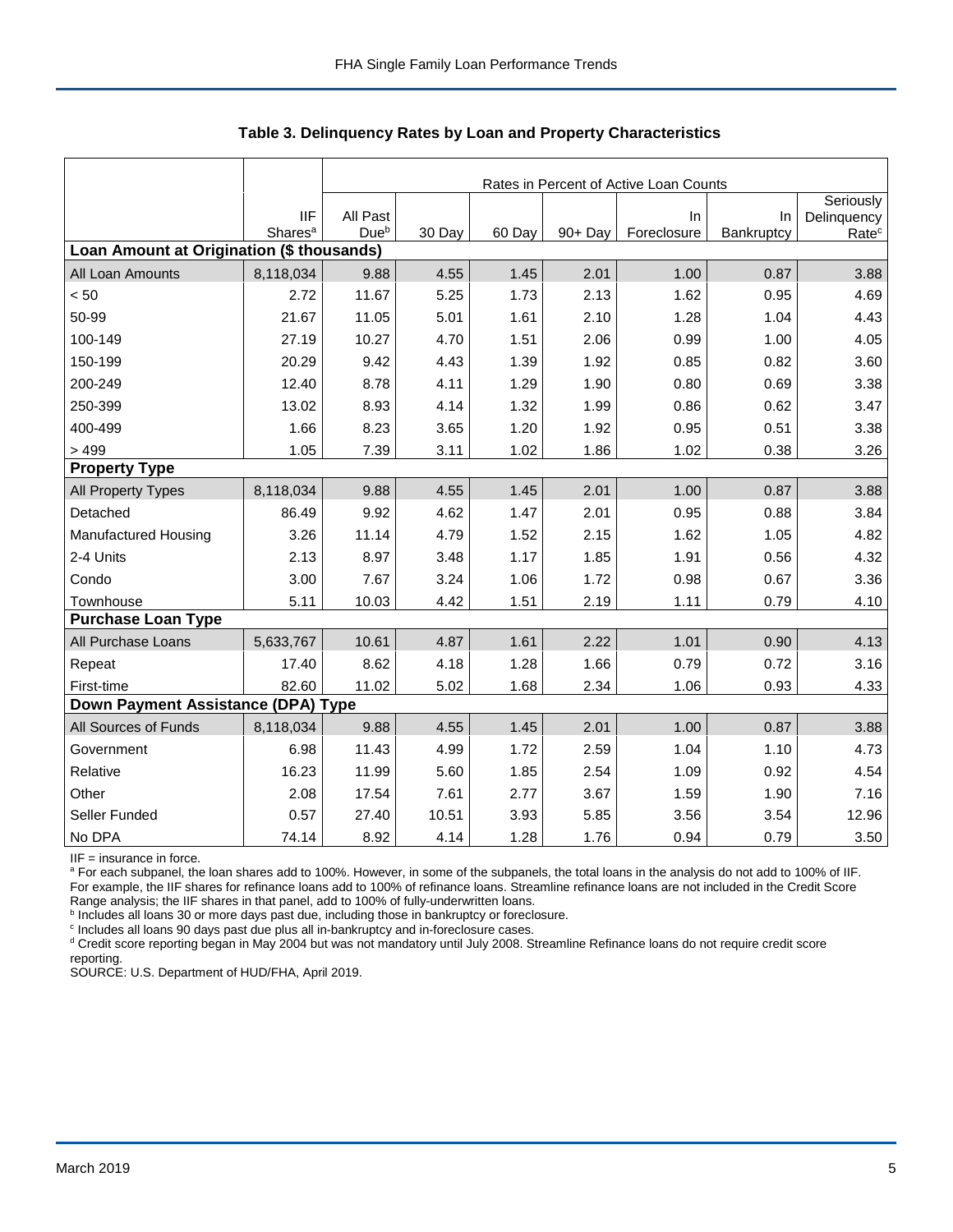## Table 3. Delinquency Rates by Loan and Property Characteristics

| | IIF Shares[a] | Rates in Percent of Active Loan Counts | | | | | | |
|---|---|---|---|---|---|---|---|---|
| | | All Past Due[b] | 30 Day | 60 Day | 90+ Day | In Foreclosure | In Bankruptcy | Seriously Delinquency Rate[c] |
| **Loan Amount at Origination ($ thousands)** | | | | | | | | |
| All Loan Amounts | 8,118,034 | 9.88 | 4.55 | 1.45 | 2.01 | 1.00 | 0.87 | 3.88 |
| < 50 | 2.72 | 11.67 | 5.25 | 1.73 | 2.13 | 1.62 | 0.95 | 4.69 |
| 50-99 | 21.67 | 11.05 | 5.01 | 1.61 | 2.10 | 1.28 | 1.04 | 4.43 |
| 100-149 | 27.19 | 10.27 | 4.70 | 1.51 | 2.06 | 0.99 | 1.00 | 4.05 |
| 150-199 | 20.29 | 9.42 | 4.43 | 1.39 | 1.92 | 0.85 | 0.82 | 3.60 |
| 200-249 | 12.40 | 8.78 | 4.11 | 1.29 | 1.90 | 0.80 | 0.69 | 3.38 |
| 250-399 | 13.02 | 8.93 | 4.14 | 1.32 | 1.99 | 0.86 | 0.62 | 3.47 |
| 400-499 | 1.66 | 8.23 | 3.65 | 1.20 | 1.92 | 0.95 | 0.51 | 3.38 |
| > 499 | 1.05 | 7.39 | 3.11 | 1.02 | 1.86 | 1.02 | 0.38 | 3.26 |
| **Property Type** | | | | | | | | |
| All Property Types | 8,118,034 | 9.88 | 4.55 | 1.45 | 2.01 | 1.00 | 0.87 | 3.88 |
| Detached | 86.49 | 9.92 | 4.62 | 1.47 | 2.01 | 0.95 | 0.88 | 3.84 |
| Manufactured Housing | 3.26 | 11.14 | 4.79 | 1.52 | 2.15 | 1.62 | 1.05 | 4.82 |
| 2-4 Units | 2.13 | 8.97 | 3.48 | 1.17 | 1.85 | 1.91 | 0.56 | 4.32 |
| Condo | 3.00 | 7.67 | 3.24 | 1.06 | 1.72 | 0.98 | 0.67 | 3.36 |
| Townhouse | 5.11 | 10.03 | 4.42 | 1.51 | 2.19 | 1.11 | 0.79 | 4.10 |
| **Purchase Loan Type** | | | | | | | | |
| All Purchase Loans | 5,633,767 | 10.61 | 4.87 | 1.61 | 2.22 | 1.01 | 0.90 | 4.13 |
| Repeat | 17.40 | 8.62 | 4.18 | 1.28 | 1.66 | 0.79 | 0.72 | 3.16 |
| First-time | 82.60 | 11.02 | 5.02 | 1.68 | 2.34 | 1.06 | 0.93 | 4.33 |
| **Down Payment Assistance (DPA) Type** | | | | | | | | |
| All Sources of Funds | 8,118,034 | 9.88 | 4.55 | 1.45 | 2.01 | 1.00 | 0.87 | 3.88 |
| Government | 6.98 | 11.43 | 4.99 | 1.72 | 2.59 | 1.04 | 1.10 | 4.73 |
| Relative | 16.23 | 11.99 | 5.60 | 1.85 | 2.54 | 1.09 | 0.92 | 4.54 |
| Other | 2.08 | 17.54 | 7.61 | 2.77 | 3.67 | 1.59 | 1.90 | 7.16 |
| Seller Funded | 0.57 | 27.40 | 10.51 | 3.93 | 5.85 | 3.56 | 3.54 | 12.96 |
| No DPA | 74.14 | 8.92 | 4.14 | 1.28 | 1.76 | 0.94 | 0.79 | 3.50 |

IIF = insurance in force.

[a] For each subpanel, the loan shares add to 100%. However, in some of the subpanels, the total loans in the analysis do not add to 100% of IIF. For example, the IIF shares for refinance loans add to 100% of refinance loans. Streamline refinance loans are not included in the Credit Score Range analysis; the IIF shares in that panel, add to 100% of fully-underwritten loans.

[b] Includes all loans 30 or more days past due, including those in bankruptcy or foreclosure.

[c] Includes all loans 90 days past due plus all in-bankruptcy and in-foreclosure cases.

[d] Credit score reporting began in May 2004 but was not mandatory until July 2008. Streamline Refinance loans do not require credit score reporting.

SOURCE: U.S. Department of HUD/FHA, April 2019.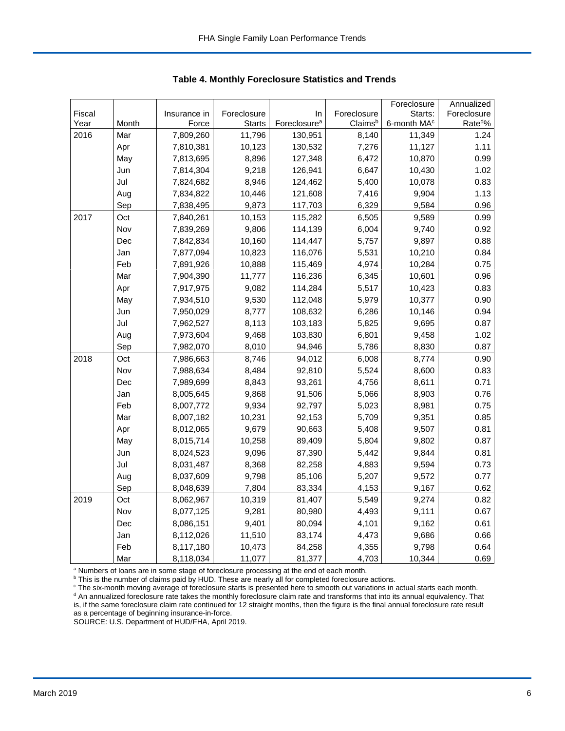## Table 4. Monthly Foreclosure Statistics and Trends

| Fiscal Year | Month | Insurance in Force | Foreclosure Starts | In Foreclosure[a] | Foreclosure Claims[b] | Foreclosure Starts: 6-month MA[c] | Annualized Foreclosure Rate[d]% |
|---|---|---|---|---|---|---|---|
| 2016 | Mar | 7,809,260 | 11,796 | 130,951 | 8,140 | 11,349 | 1.24 |
| | Apr | 7,810,381 | 10,123 | 130,532 | 7,276 | 11,127 | 1.11 |
| | May | 7,813,695 | 8,896 | 127,348 | 6,472 | 10,870 | 0.99 |
| | Jun | 7,814,304 | 9,218 | 126,941 | 6,647 | 10,430 | 1.02 |
| | Jul | 7,824,682 | 8,946 | 124,462 | 5,400 | 10,078 | 0.83 |
| | Aug | 7,834,822 | 10,446 | 121,608 | 7,416 | 9,904 | 1.13 |
| | Sep | 7,838,495 | 9,873 | 117,703 | 6,329 | 9,584 | 0.96 |
| 2017 | Oct | 7,840,261 | 10,153 | 115,282 | 6,505 | 9,589 | 0.99 |
| | Nov | 7,839,269 | 9,806 | 114,139 | 6,004 | 9,740 | 0.92 |
| | Dec | 7,842,834 | 10,160 | 114,447 | 5,757 | 9,897 | 0.88 |
| | Jan | 7,877,094 | 10,823 | 116,076 | 5,531 | 10,210 | 0.84 |
| | Feb | 7,891,926 | 10,888 | 115,469 | 4,974 | 10,284 | 0.75 |
| | Mar | 7,904,390 | 11,777 | 116,236 | 6,345 | 10,601 | 0.96 |
| | Apr | 7,917,975 | 9,082 | 114,284 | 5,517 | 10,423 | 0.83 |
| | May | 7,934,510 | 9,530 | 112,048 | 5,979 | 10,377 | 0.90 |
| | Jun | 7,950,029 | 8,777 | 108,632 | 6,286 | 10,146 | 0.94 |
| | Jul | 7,962,527 | 8,113 | 103,183 | 5,825 | 9,695 | 0.87 |
| | Aug | 7,973,604 | 9,468 | 103,830 | 6,801 | 9,458 | 1.02 |
| | Sep | 7,982,070 | 8,010 | 94,946 | 5,786 | 8,830 | 0.87 |
| 2018 | Oct | 7,986,663 | 8,746 | 94,012 | 6,008 | 8,774 | 0.90 |
| | Nov | 7,988,634 | 8,484 | 92,810 | 5,524 | 8,600 | 0.83 |
| | Dec | 7,989,699 | 8,843 | 93,261 | 4,756 | 8,611 | 0.71 |
| | Jan | 8,005,645 | 9,868 | 91,506 | 5,066 | 8,903 | 0.76 |
| | Feb | 8,007,772 | 9,934 | 92,797 | 5,023 | 8,981 | 0.75 |
| | Mar | 8,007,182 | 10,231 | 92,153 | 5,709 | 9,351 | 0.85 |
| | Apr | 8,012,065 | 9,679 | 90,663 | 5,408 | 9,507 | 0.81 |
| | May | 8,015,714 | 10,258 | 89,409 | 5,804 | 9,802 | 0.87 |
| | Jun | 8,024,523 | 9,096 | 87,390 | 5,442 | 9,844 | 0.81 |
| | Jul | 8,031,487 | 8,368 | 82,258 | 4,883 | 9,594 | 0.73 |
| | Aug | 8,037,609 | 9,798 | 85,106 | 5,207 | 9,572 | 0.77 |
| | Sep | 8,048,639 | 7,804 | 83,334 | 4,153 | 9,167 | 0.62 |
| 2019 | Oct | 8,062,967 | 10,319 | 81,407 | 5,549 | 9,274 | 0.82 |
| | Nov | 8,077,125 | 9,281 | 80,980 | 4,493 | 9,111 | 0.67 |
| | Dec | 8,086,151 | 9,401 | 80,094 | 4,101 | 9,162 | 0.61 |
| | Jan | 8,112,026 | 11,510 | 83,174 | 4,473 | 9,686 | 0.66 |
| | Feb | 8,117,180 | 10,473 | 84,258 | 4,355 | 9,798 | 0.64 |
| | Mar | 8,118,034 | 11,077 | 81,377 | 4,703 | 10,344 | 0.69 |

[a] Numbers of loans are in some stage of foreclosure processing at the end of each month.
[b] This is the number of claims paid by HUD. These are nearly all for completed foreclosure actions.
[c] The six-month moving average of foreclosure starts is presented here to smooth out variations in actual starts each month.
[d] An annualized foreclosure rate takes the monthly foreclosure claim rate and transforms that into its annual equivalency. That is, if the same foreclosure claim rate continued for 12 straight months, then the figure is the final annual foreclosure rate result as a percentage of beginning insurance-in-force.
SOURCE: U.S. Department of HUD/FHA, April 2019.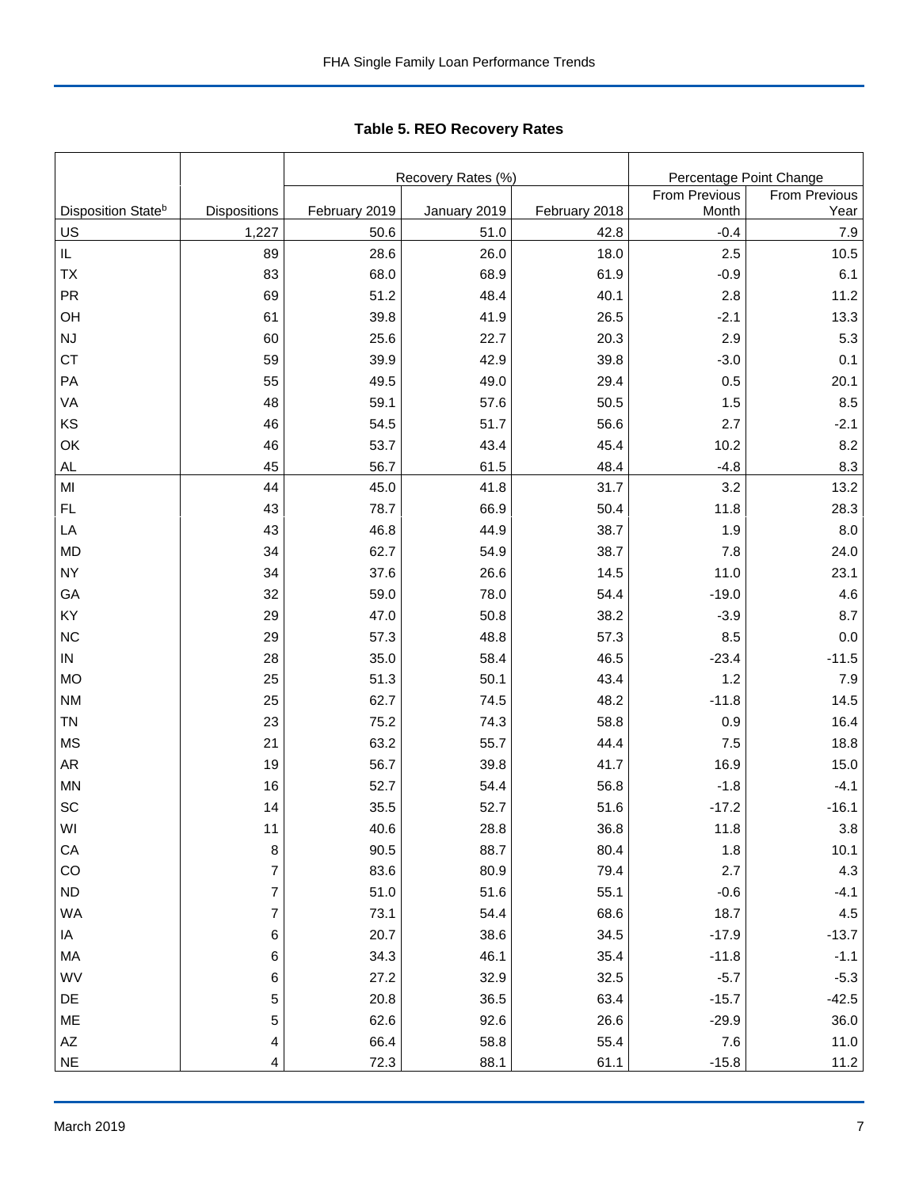## Table 5. REO Recovery Rates

| | | Recovery Rates (%) | | | Percentage Point Change | |
|---|---|---|---|---|---|---|
| Disposition State[b] | Dispositions | February 2019 | January 2019 | February 2018 | From Previous Month | From Previous Year |
| US | 1,227 | 50.6 | 51.0 | 42.8 | -0.4 | 7.9 |
| IL | 89 | 28.6 | 26.0 | 18.0 | 2.5 | 10.5 |
| TX | 83 | 68.0 | 68.9 | 61.9 | -0.9 | 6.1 |
| PR | 69 | 51.2 | 48.4 | 40.1 | 2.8 | 11.2 |
| OH | 61 | 39.8 | 41.9 | 26.5 | -2.1 | 13.3 |
| NJ | 60 | 25.6 | 22.7 | 20.3 | 2.9 | 5.3 |
| CT | 59 | 39.9 | 42.9 | 39.8 | -3.0 | 0.1 |
| PA | 55 | 49.5 | 49.0 | 29.4 | 0.5 | 20.1 |
| VA | 48 | 59.1 | 57.6 | 50.5 | 1.5 | 8.5 |
| KS | 46 | 54.5 | 51.7 | 56.6 | 2.7 | -2.1 |
| OK | 46 | 53.7 | 43.4 | 45.4 | 10.2 | 8.2 |
| AL | 45 | 56.7 | 61.5 | 48.4 | -4.8 | 8.3 |
| MI | 44 | 45.0 | 41.8 | 31.7 | 3.2 | 13.2 |
| FL | 43 | 78.7 | 66.9 | 50.4 | 11.8 | 28.3 |
| LA | 43 | 46.8 | 44.9 | 38.7 | 1.9 | 8.0 |
| MD | 34 | 62.7 | 54.9 | 38.7 | 7.8 | 24.0 |
| NY | 34 | 37.6 | 26.6 | 14.5 | 11.0 | 23.1 |
| GA | 32 | 59.0 | 78.0 | 54.4 | -19.0 | 4.6 |
| KY | 29 | 47.0 | 50.8 | 38.2 | -3.9 | 8.7 |
| NC | 29 | 57.3 | 48.8 | 57.3 | 8.5 | 0.0 |
| IN | 28 | 35.0 | 58.4 | 46.5 | -23.4 | -11.5 |
| MO | 25 | 51.3 | 50.1 | 43.4 | 1.2 | 7.9 |
| NM | 25 | 62.7 | 74.5 | 48.2 | -11.8 | 14.5 |
| TN | 23 | 75.2 | 74.3 | 58.8 | 0.9 | 16.4 |
| MS | 21 | 63.2 | 55.7 | 44.4 | 7.5 | 18.8 |
| AR | 19 | 56.7 | 39.8 | 41.7 | 16.9 | 15.0 |
| MN | 16 | 52.7 | 54.4 | 56.8 | -1.8 | -4.1 |
| SC | 14 | 35.5 | 52.7 | 51.6 | -17.2 | -16.1 |
| WI | 11 | 40.6 | 28.8 | 36.8 | 11.8 | 3.8 |
| CA | 8 | 90.5 | 88.7 | 80.4 | 1.8 | 10.1 |
| CO | 7 | 83.6 | 80.9 | 79.4 | 2.7 | 4.3 |
| ND | 7 | 51.0 | 51.6 | 55.1 | -0.6 | -4.1 |
| WA | 7 | 73.1 | 54.4 | 68.6 | 18.7 | 4.5 |
| IA | 6 | 20.7 | 38.6 | 34.5 | -17.9 | -13.7 |
| MA | 6 | 34.3 | 46.1 | 35.4 | -11.8 | -1.1 |
| WV | 6 | 27.2 | 32.9 | 32.5 | -5.7 | -5.3 |
| DE | 5 | 20.8 | 36.5 | 63.4 | -15.7 | -42.5 |
| ME | 5 | 62.6 | 92.6 | 26.6 | -29.9 | 36.0 |
| AZ | 4 | 66.4 | 58.8 | 55.4 | 7.6 | 11.0 |
| NE | 4 | 72.3 | 88.1 | 61.1 | -15.8 | 11.2 |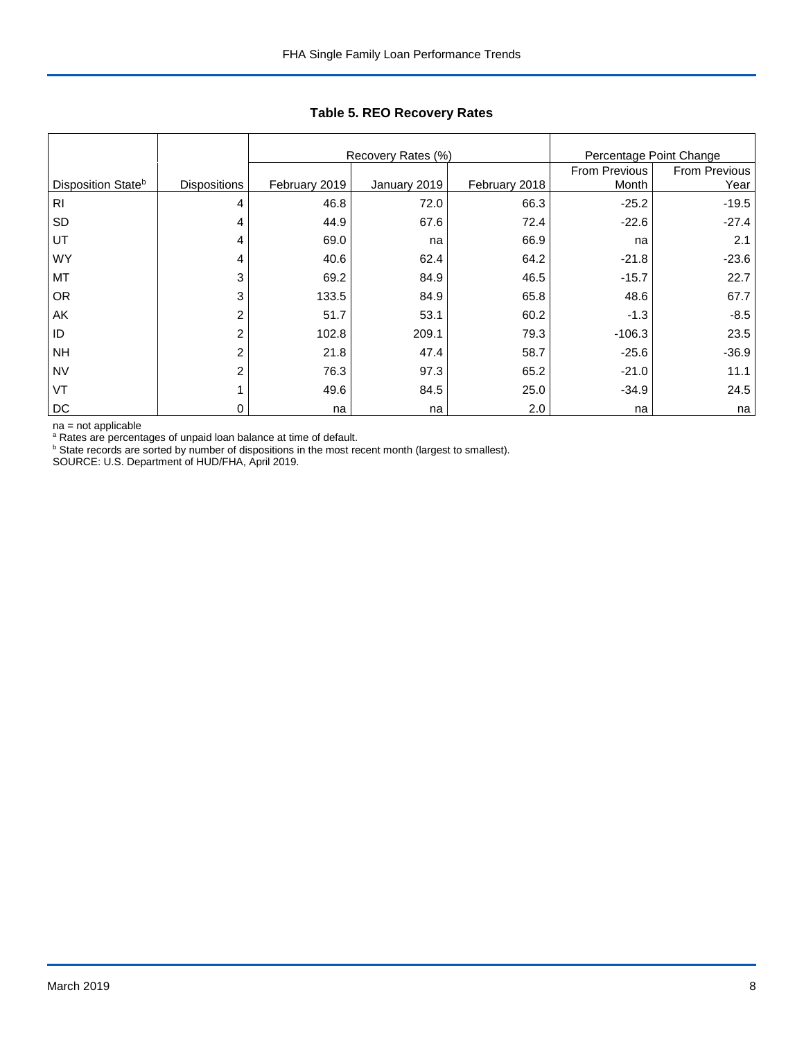## Table 5. REO Recovery Rates

| | | Recovery Rates (%) | | | Percentage Point Change | |
|---|---|---|---|---|---|---|
| Disposition State[b] | Dispositions | February 2019 | January 2019 | February 2018 | From Previous Month | From Previous Year |
| RI | 4 | 46.8 | 72.0 | 66.3 | -25.2 | -19.5 |
| SD | 4 | 44.9 | 67.6 | 72.4 | -22.6 | -27.4 |
| UT | 4 | 69.0 | na | 66.9 | na | 2.1 |
| WY | 4 | 40.6 | 62.4 | 64.2 | -21.8 | -23.6 |
| MT | 3 | 69.2 | 84.9 | 46.5 | -15.7 | 22.7 |
| OR | 3 | 133.5 | 84.9 | 65.8 | 48.6 | 67.7 |
| AK | 2 | 51.7 | 53.1 | 60.2 | -1.3 | -8.5 |
| ID | 2 | 102.8 | 209.1 | 79.3 | -106.3 | 23.5 |
| NH | 2 | 21.8 | 47.4 | 58.7 | -25.6 | -36.9 |
| NV | 2 | 76.3 | 97.3 | 65.2 | -21.0 | 11.1 |
| VT | 1 | 49.6 | 84.5 | 25.0 | -34.9 | 24.5 |
| DC | 0 | na | na | 2.0 | na | na |

na = not applicable
[a] Rates are percentages of unpaid loan balance at time of default.
[b] State records are sorted by number of dispositions in the most recent month (largest to smallest).
SOURCE: U.S. Department of HUD/FHA, April 2019.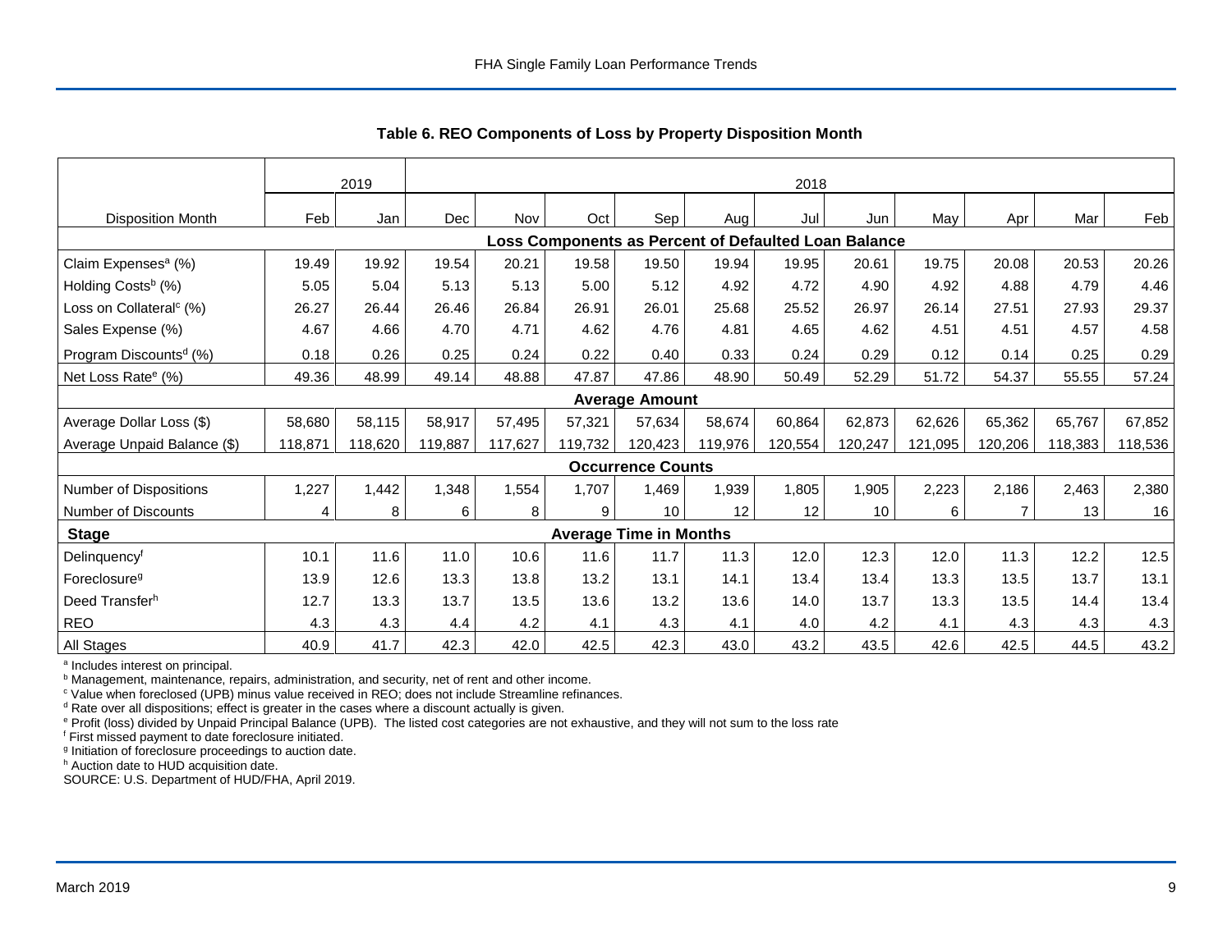## Table 6. REO Components of Loss by Property Disposition Month

| | 2019 | | 2018 | | | | | | | | | | |
|---|---|---|---|---|---|---|---|---|---|---|---|---|---|
| Disposition Month | Feb | Jan | Dec | Nov | Oct | Sep | Aug | Jul | Jun | May | Apr | Mar | Feb |
| **Loss Components as Percent of Defaulted Loan Balance** | | | | | | | | | | | | | |
| Claim Expenses[a] (%) | 19.49 | 19.92 | 19.54 | 20.21 | 19.58 | 19.50 | 19.94 | 19.95 | 20.61 | 19.75 | 20.08 | 20.53 | 20.26 |
| Holding Costs[b] (%) | 5.05 | 5.04 | 5.13 | 5.13 | 5.00 | 5.12 | 4.92 | 4.72 | 4.90 | 4.92 | 4.88 | 4.79 | 4.46 |
| Loss on Collateral[c] (%) | 26.27 | 26.44 | 26.46 | 26.84 | 26.91 | 26.01 | 25.68 | 25.52 | 26.97 | 26.14 | 27.51 | 27.93 | 29.37 |
| Sales Expense (%) | 4.67 | 4.66 | 4.70 | 4.71 | 4.62 | 4.76 | 4.81 | 4.65 | 4.62 | 4.51 | 4.51 | 4.57 | 4.58 |
| Program Discounts[d] (%) | 0.18 | 0.26 | 0.25 | 0.24 | 0.22 | 0.40 | 0.33 | 0.24 | 0.29 | 0.12 | 0.14 | 0.25 | 0.29 |
| Net Loss Rate[e] (%) | 49.36 | 48.99 | 49.14 | 48.88 | 47.87 | 47.86 | 48.90 | 50.49 | 52.29 | 51.72 | 54.37 | 55.55 | 57.24 |
| **Average Amount** | | | | | | | | | | | | | |
| Average Dollar Loss ($) | 58,680 | 58,115 | 58,917 | 57,495 | 57,321 | 57,634 | 58,674 | 60,864 | 62,873 | 62,626 | 65,362 | 65,767 | 67,852 |
| Average Unpaid Balance ($) | 118,871 | 118,620 | 119,887 | 117,627 | 119,732 | 120,423 | 119,976 | 120,554 | 120,247 | 121,095 | 120,206 | 118,383 | 118,536 |
| **Occurrence Counts** | | | | | | | | | | | | | |
| Number of Dispositions | 1,227 | 1,442 | 1,348 | 1,554 | 1,707 | 1,469 | 1,939 | 1,805 | 1,905 | 2,223 | 2,186 | 2,463 | 2,380 |
| Number of Discounts | 4 | 8 | 6 | 8 | 9 | 10 | 12 | 12 | 10 | 6 | 7 | 13 | 16 |
| **Stage** | **Average Time in Months** | | | | | | | | | | | | |
| Delinquency[f] | 10.1 | 11.6 | 11.0 | 10.6 | 11.6 | 11.7 | 11.3 | 12.0 | 12.3 | 12.0 | 11.3 | 12.2 | 12.5 |
| Foreclosure[g] | 13.9 | 12.6 | 13.3 | 13.8 | 13.2 | 13.1 | 14.1 | 13.4 | 13.4 | 13.3 | 13.5 | 13.7 | 13.1 |
| Deed Transfer[h] | 12.7 | 13.3 | 13.7 | 13.5 | 13.6 | 13.2 | 13.6 | 14.0 | 13.7 | 13.3 | 13.5 | 14.4 | 13.4 |
| REO | 4.3 | 4.3 | 4.4 | 4.2 | 4.1 | 4.3 | 4.1 | 4.0 | 4.2 | 4.1 | 4.3 | 4.3 | 4.3 |
| All Stages | 40.9 | 41.7 | 42.3 | 42.0 | 42.5 | 42.3 | 43.0 | 43.2 | 43.5 | 42.6 | 42.5 | 44.5 | 43.2 |

[a] Includes interest on principal.
[b] Management, maintenance, repairs, administration, and security, net of rent and other income.
[c] Value when foreclosed (UPB) minus value received in REO; does not include Streamline refinances.
[d] Rate over all dispositions; effect is greater in the cases where a discount actually is given.
[e] Profit (loss) divided by Unpaid Principal Balance (UPB). The listed cost categories are not exhaustive, and they will not sum to the loss rate
[f] First missed payment to date foreclosure initiated.
[g] Initiation of foreclosure proceedings to auction date.
[h] Auction date to HUD acquisition date.
SOURCE: U.S. Department of HUD/FHA, April 2019.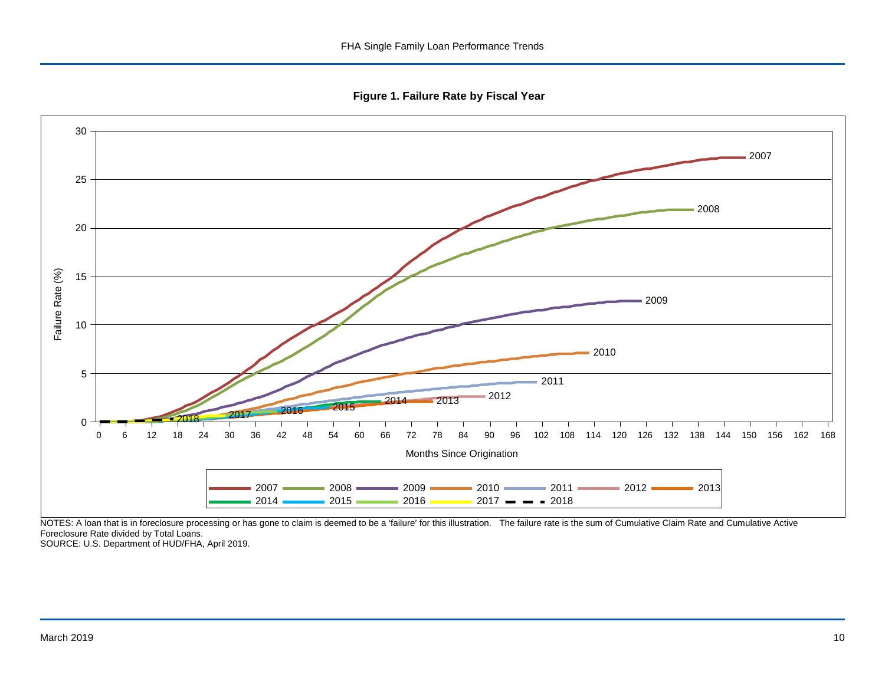**Figure 1. Failure Rate by Fiscal Year**

Failure Rate (%)

30
25
20
15
10
5
0

0 6 12 18 24 30 36 42 48 54 60 66 72 78 84 90 96 102 108 114 120 126 132 138 144 150 156 162 168

Months Since Origination

2007
2008
2009
2010
2011
2012
2013
2014
2015
2016
2017
2018

NOTES: A loan that is in foreclosure processing or has gone to claim is deemed to be a 'failure' for this illustration. The failure rate is the sum of Cumulative Claim Rate and Cumulative Active Foreclosure Rate divided by Total Loans.
SOURCE: U.S. Department of HUD/FHA, April 2019.